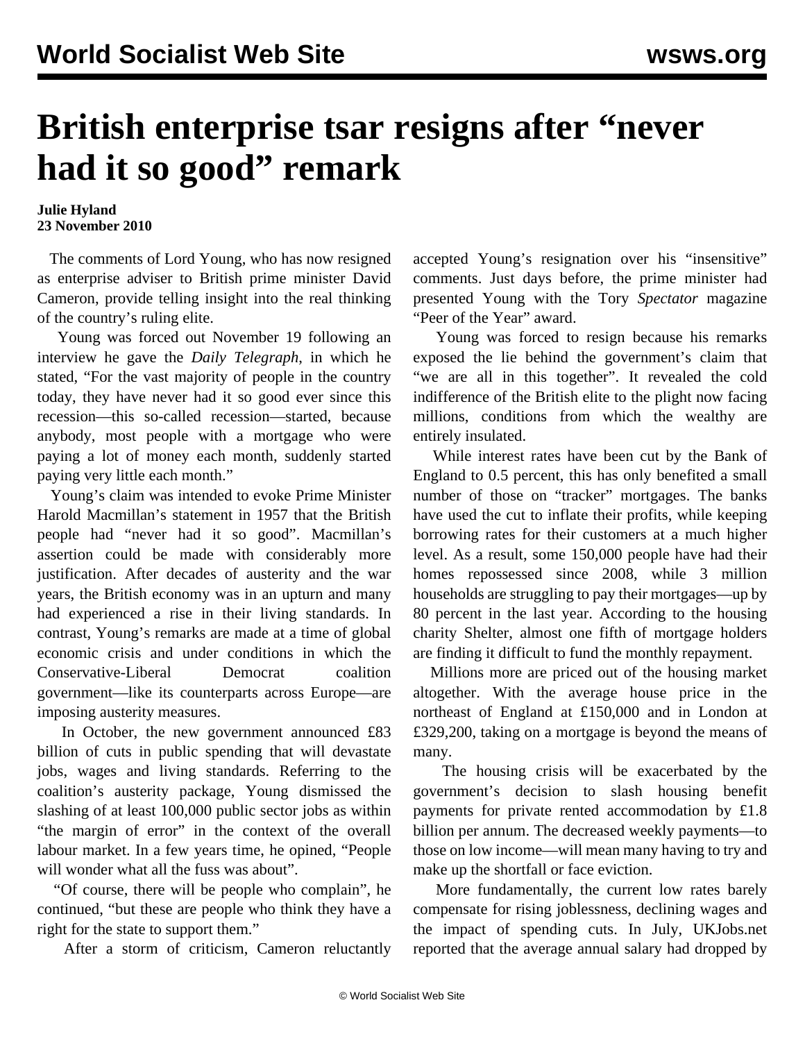# British enterprise tsar resigns after "never had it so good" remark

**Julie Hyland**
**23 November 2010**

The comments of Lord Young, who has now resigned as enterprise adviser to British prime minister David Cameron, provide telling insight into the real thinking of the country's ruling elite.

Young was forced out November 19 following an interview he gave the *Daily Telegraph*, in which he stated, "For the vast majority of people in the country today, they have never had it so good ever since this recession—this so-called recession—started, because anybody, most people with a mortgage who were paying a lot of money each month, suddenly started paying very little each month."

Young's claim was intended to evoke Prime Minister Harold Macmillan's statement in 1957 that the British people had "never had it so good". Macmillan's assertion could be made with considerably more justification. After decades of austerity and the war years, the British economy was in an upturn and many had experienced a rise in their living standards. In contrast, Young's remarks are made at a time of global economic crisis and under conditions in which the Conservative-Liberal Democrat coalition government—like its counterparts across Europe—are imposing austerity measures.

In October, the new government announced £83 billion of cuts in public spending that will devastate jobs, wages and living standards. Referring to the coalition's austerity package, Young dismissed the slashing of at least 100,000 public sector jobs as within "the margin of error" in the context of the overall labour market. In a few years time, he opined, "People will wonder what all the fuss was about".

"Of course, there will be people who complain", he continued, "but these are people who think they have a right for the state to support them."

After a storm of criticism, Cameron reluctantly accepted Young's resignation over his "insensitive" comments. Just days before, the prime minister had presented Young with the Tory *Spectator* magazine "Peer of the Year" award.

Young was forced to resign because his remarks exposed the lie behind the government's claim that "we are all in this together". It revealed the cold indifference of the British elite to the plight now facing millions, conditions from which the wealthy are entirely insulated.

While interest rates have been cut by the Bank of England to 0.5 percent, this has only benefited a small number of those on "tracker" mortgages. The banks have used the cut to inflate their profits, while keeping borrowing rates for their customers at a much higher level. As a result, some 150,000 people have had their homes repossessed since 2008, while 3 million households are struggling to pay their mortgages—up by 80 percent in the last year. According to the housing charity Shelter, almost one fifth of mortgage holders are finding it difficult to fund the monthly repayment.

Millions more are priced out of the housing market altogether. With the average house price in the northeast of England at £150,000 and in London at £329,200, taking on a mortgage is beyond the means of many.

The housing crisis will be exacerbated by the government's decision to slash housing benefit payments for private rented accommodation by £1.8 billion per annum. The decreased weekly payments—to those on low income—will mean many having to try and make up the shortfall or face eviction.

More fundamentally, the current low rates barely compensate for rising joblessness, declining wages and the impact of spending cuts. In July, UKJobs.net reported that the average annual salary had dropped by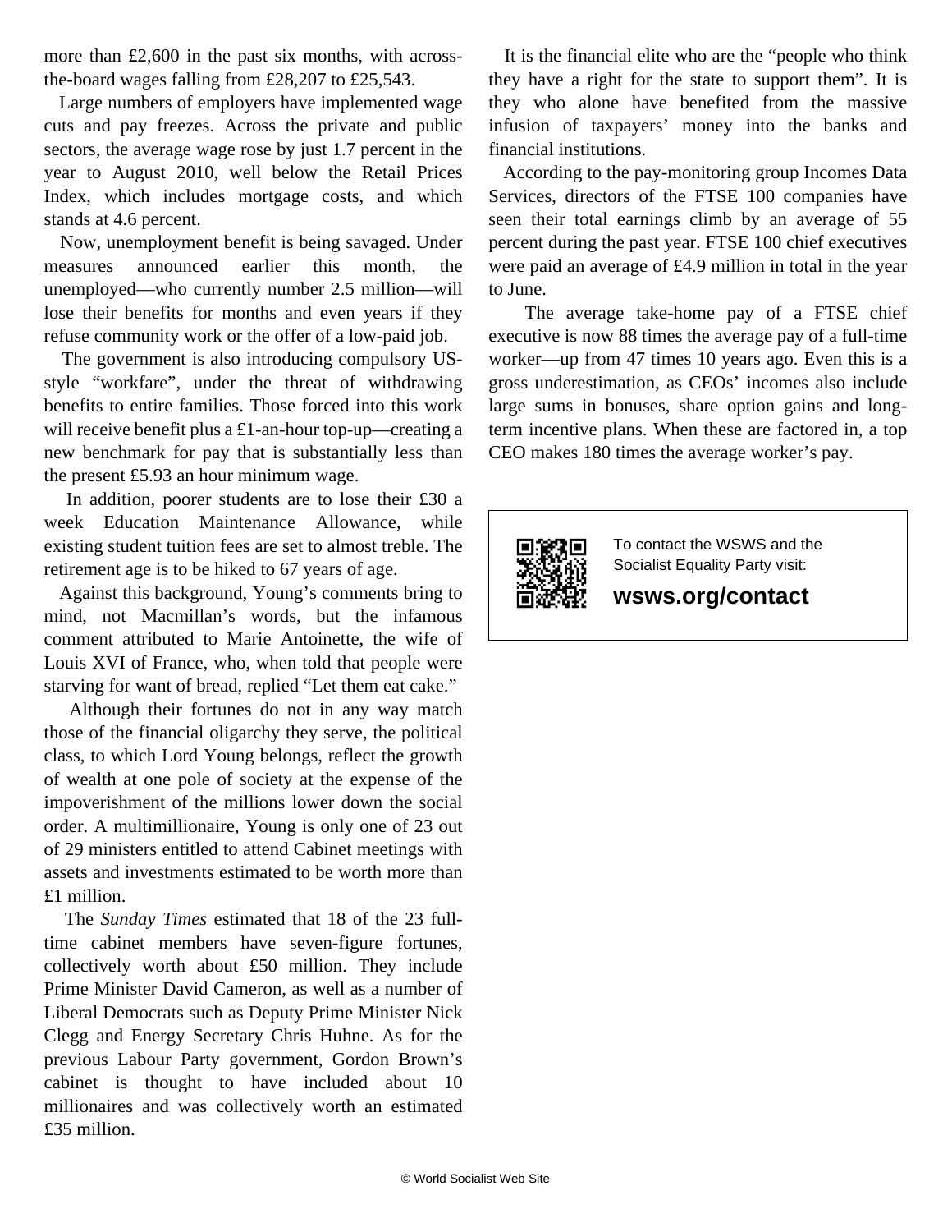more than £2,600 in the past six months, with across-the-board wages falling from £28,207 to £25,543.

Large numbers of employers have implemented wage cuts and pay freezes. Across the private and public sectors, the average wage rose by just 1.7 percent in the year to August 2010, well below the Retail Prices Index, which includes mortgage costs, and which stands at 4.6 percent.

Now, unemployment benefit is being savaged. Under measures announced earlier this month, the unemployed—who currently number 2.5 million—will lose their benefits for months and even years if they refuse community work or the offer of a low-paid job.

The government is also introducing compulsory US-style "workfare", under the threat of withdrawing benefits to entire families. Those forced into this work will receive benefit plus a £1-an-hour top-up—creating a new benchmark for pay that is substantially less than the present £5.93 an hour minimum wage.

In addition, poorer students are to lose their £30 a week Education Maintenance Allowance, while existing student tuition fees are set to almost treble. The retirement age is to be hiked to 67 years of age.

Against this background, Young's comments bring to mind, not Macmillan's words, but the infamous comment attributed to Marie Antoinette, the wife of Louis XVI of France, who, when told that people were starving for want of bread, replied "Let them eat cake."

Although their fortunes do not in any way match those of the financial oligarchy they serve, the political class, to which Lord Young belongs, reflect the growth of wealth at one pole of society at the expense of the impoverishment of the millions lower down the social order. A multimillionaire, Young is only one of 23 out of 29 ministers entitled to attend Cabinet meetings with assets and investments estimated to be worth more than £1 million.

The *Sunday Times* estimated that 18 of the 23 full-time cabinet members have seven-figure fortunes, collectively worth about £50 million. They include Prime Minister David Cameron, as well as a number of Liberal Democrats such as Deputy Prime Minister Nick Clegg and Energy Secretary Chris Huhne. As for the previous Labour Party government, Gordon Brown's cabinet is thought to have included about 10 millionaires and was collectively worth an estimated £35 million.

It is the financial elite who are the "people who think they have a right for the state to support them". It is they who alone have benefited from the massive infusion of taxpayers' money into the banks and financial institutions.

According to the pay-monitoring group Incomes Data Services, directors of the FTSE 100 companies have seen their total earnings climb by an average of 55 percent during the past year. FTSE 100 chief executives were paid an average of £4.9 million in total in the year to June.

The average take-home pay of a FTSE chief executive is now 88 times the average pay of a full-time worker—up from 47 times 10 years ago. Even this is a gross underestimation, as CEOs' incomes also include large sums in bonuses, share option gains and long-term incentive plans. When these are factored in, a top CEO makes 180 times the average worker's pay.

To contact the WSWS and the Socialist Equality Party visit:

**wsws.org/contact**